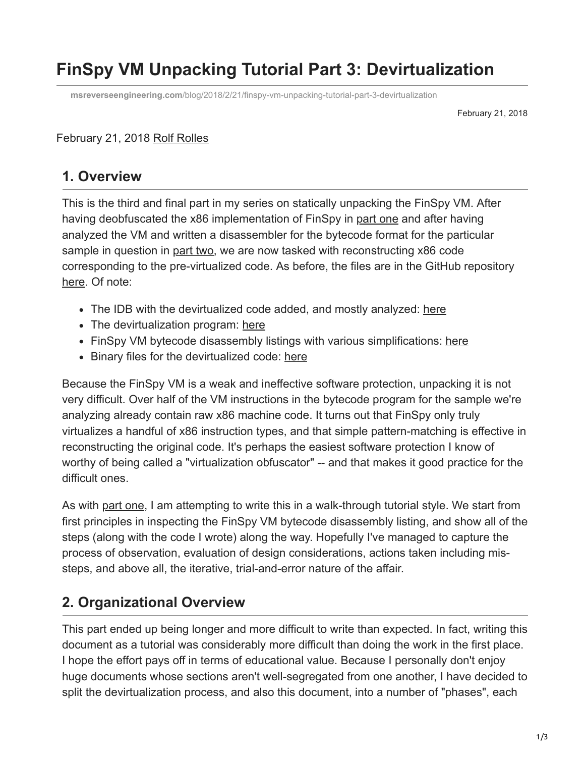# FinSpy VM Unpacking Tutorial Part 3: Devirtualization

msreverseengineering.com/blog/2018/2/21/finspy-vm-unpacking-tutorial-part-3-devirtualization

February 21, 2018

February 21, 2018 Rolf Rolles

## 1. Overview

This is the third and final part in my series on statically unpacking the FinSpy VM. After having deobfuscated the x86 implementation of FinSpy in part one and after having analyzed the VM and written a disassembler for the bytecode format for the particular sample in question in part two, we are now tasked with reconstructing x86 code corresponding to the pre-virtualized code. As before, the files are in the GitHub repository here. Of note:

- The IDB with the devirtualized code added, and mostly analyzed: here
- The devirtualization program: here
- FinSpy VM bytecode disassembly listings with various simplifications: here
- Binary files for the devirtualized code: here

Because the FinSpy VM is a weak and ineffective software protection, unpacking it is not very difficult. Over half of the VM instructions in the bytecode program for the sample we're analyzing already contain raw x86 machine code. It turns out that FinSpy only truly virtualizes a handful of x86 instruction types, and that simple pattern-matching is effective in reconstructing the original code. It's perhaps the easiest software protection I know of worthy of being called a "virtualization obfuscator" -- and that makes it good practice for the difficult ones.

As with part one, I am attempting to write this in a walk-through tutorial style. We start from first principles in inspecting the FinSpy VM bytecode disassembly listing, and show all of the steps (along with the code I wrote) along the way. Hopefully I've managed to capture the process of observation, evaluation of design considerations, actions taken including mis-steps, and above all, the iterative, trial-and-error nature of the affair.

## 2. Organizational Overview

This part ended up being longer and more difficult to write than expected. In fact, writing this document as a tutorial was considerably more difficult than doing the work in the first place. I hope the effort pays off in terms of educational value. Because I personally don't enjoy huge documents whose sections aren't well-segregated from one another, I have decided to split the devirtualization process, and also this document, into a number of "phases", each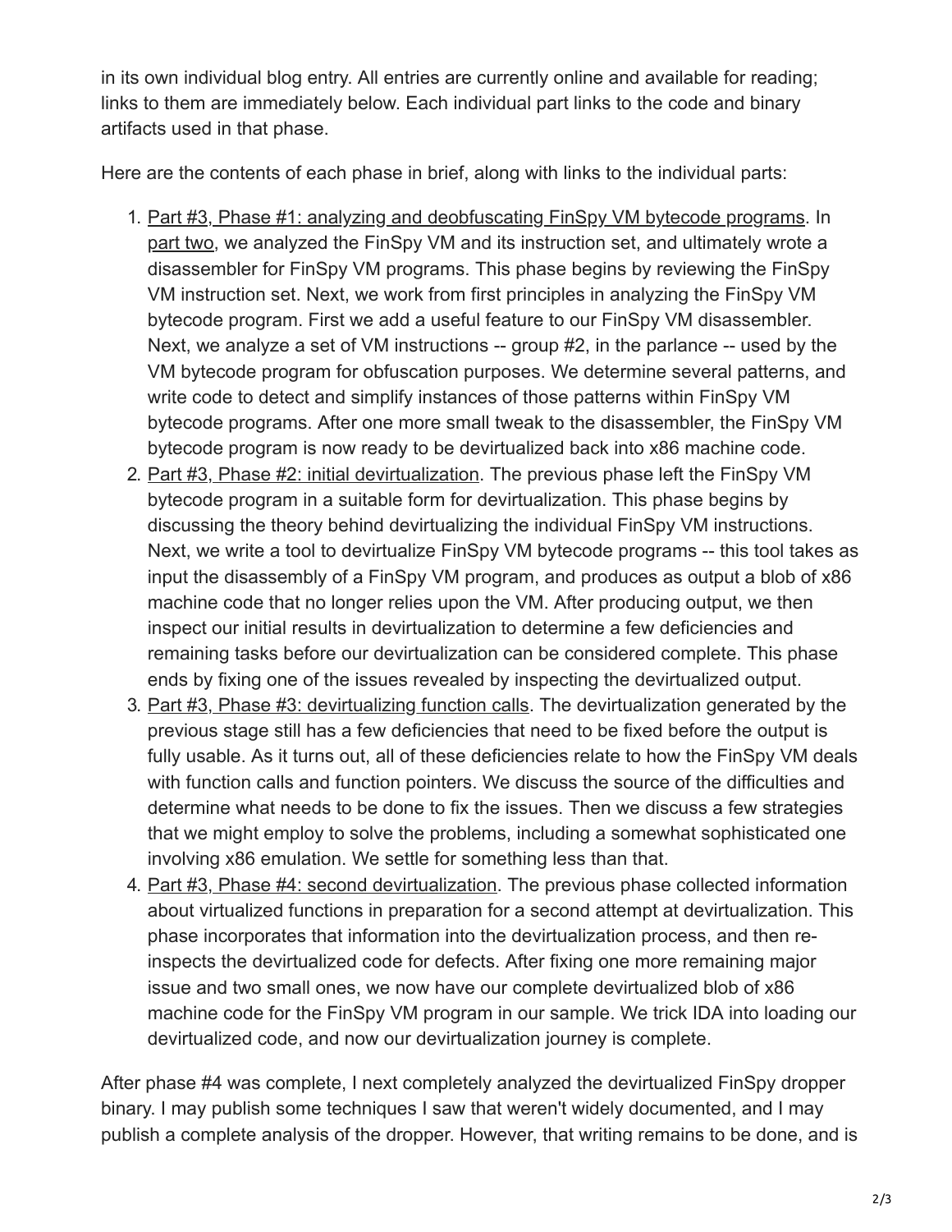in its own individual blog entry. All entries are currently online and available for reading; links to them are immediately below. Each individual part links to the code and binary artifacts used in that phase.

Here are the contents of each phase in brief, along with links to the individual parts:

1. Part #3, Phase #1: analyzing and deobfuscating FinSpy VM bytecode programs. In part two, we analyzed the FinSpy VM and its instruction set, and ultimately wrote a disassembler for FinSpy VM programs. This phase begins by reviewing the FinSpy VM instruction set. Next, we work from first principles in analyzing the FinSpy VM bytecode program. First we add a useful feature to our FinSpy VM disassembler. Next, we analyze a set of VM instructions -- group #2, in the parlance -- used by the VM bytecode program for obfuscation purposes. We determine several patterns, and write code to detect and simplify instances of those patterns within FinSpy VM bytecode programs. After one more small tweak to the disassembler, the FinSpy VM bytecode program is now ready to be devirtualized back into x86 machine code.
2. Part #3, Phase #2: initial devirtualization. The previous phase left the FinSpy VM bytecode program in a suitable form for devirtualization. This phase begins by discussing the theory behind devirtualizing the individual FinSpy VM instructions. Next, we write a tool to devirtualize FinSpy VM bytecode programs -- this tool takes as input the disassembly of a FinSpy VM program, and produces as output a blob of x86 machine code that no longer relies upon the VM. After producing output, we then inspect our initial results in devirtualization to determine a few deficiencies and remaining tasks before our devirtualization can be considered complete. This phase ends by fixing one of the issues revealed by inspecting the devirtualized output.
3. Part #3, Phase #3: devirtualizing function calls. The devirtualization generated by the previous stage still has a few deficiencies that need to be fixed before the output is fully usable. As it turns out, all of these deficiencies relate to how the FinSpy VM deals with function calls and function pointers. We discuss the source of the difficulties and determine what needs to be done to fix the issues. Then we discuss a few strategies that we might employ to solve the problems, including a somewhat sophisticated one involving x86 emulation. We settle for something less than that.
4. Part #3, Phase #4: second devirtualization. The previous phase collected information about virtualized functions in preparation for a second attempt at devirtualization. This phase incorporates that information into the devirtualization process, and then re-inspects the devirtualized code for defects. After fixing one more remaining major issue and two small ones, we now have our complete devirtualized blob of x86 machine code for the FinSpy VM program in our sample. We trick IDA into loading our devirtualized code, and now our devirtualization journey is complete.

After phase #4 was complete, I next completely analyzed the devirtualized FinSpy dropper binary. I may publish some techniques I saw that weren't widely documented, and I may publish a complete analysis of the dropper. However, that writing remains to be done, and is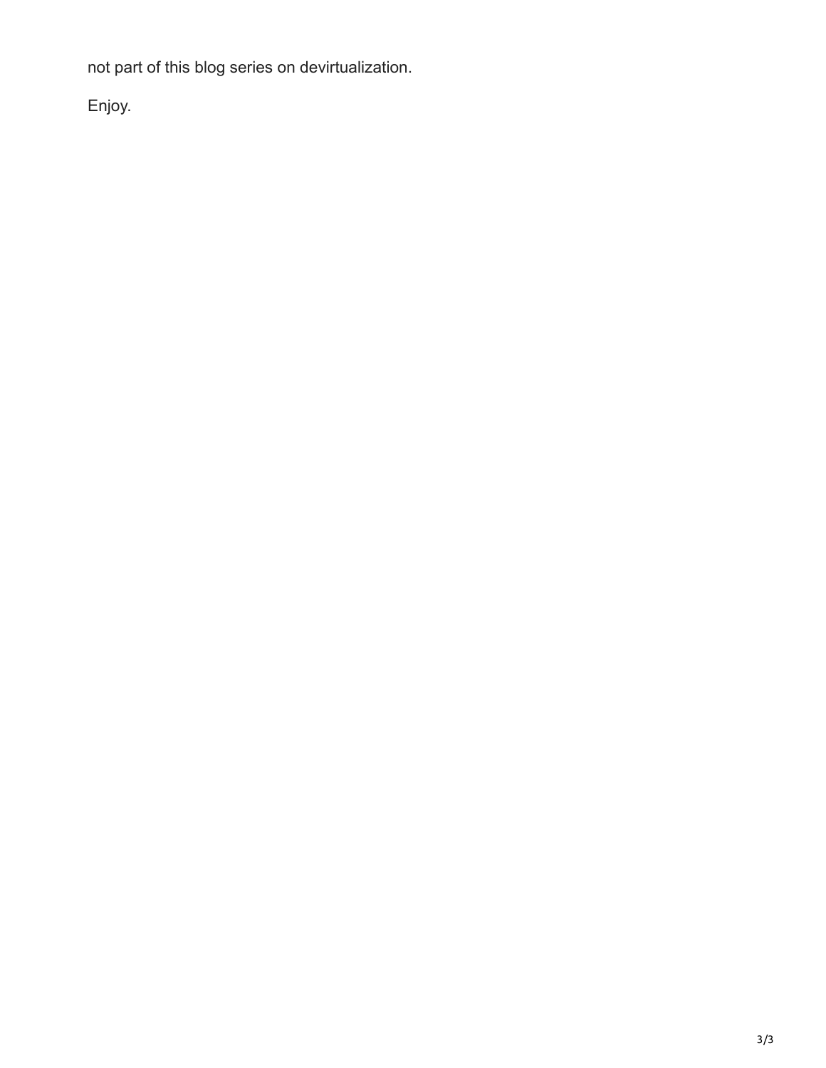not part of this blog series on devirtualization.

Enjoy.